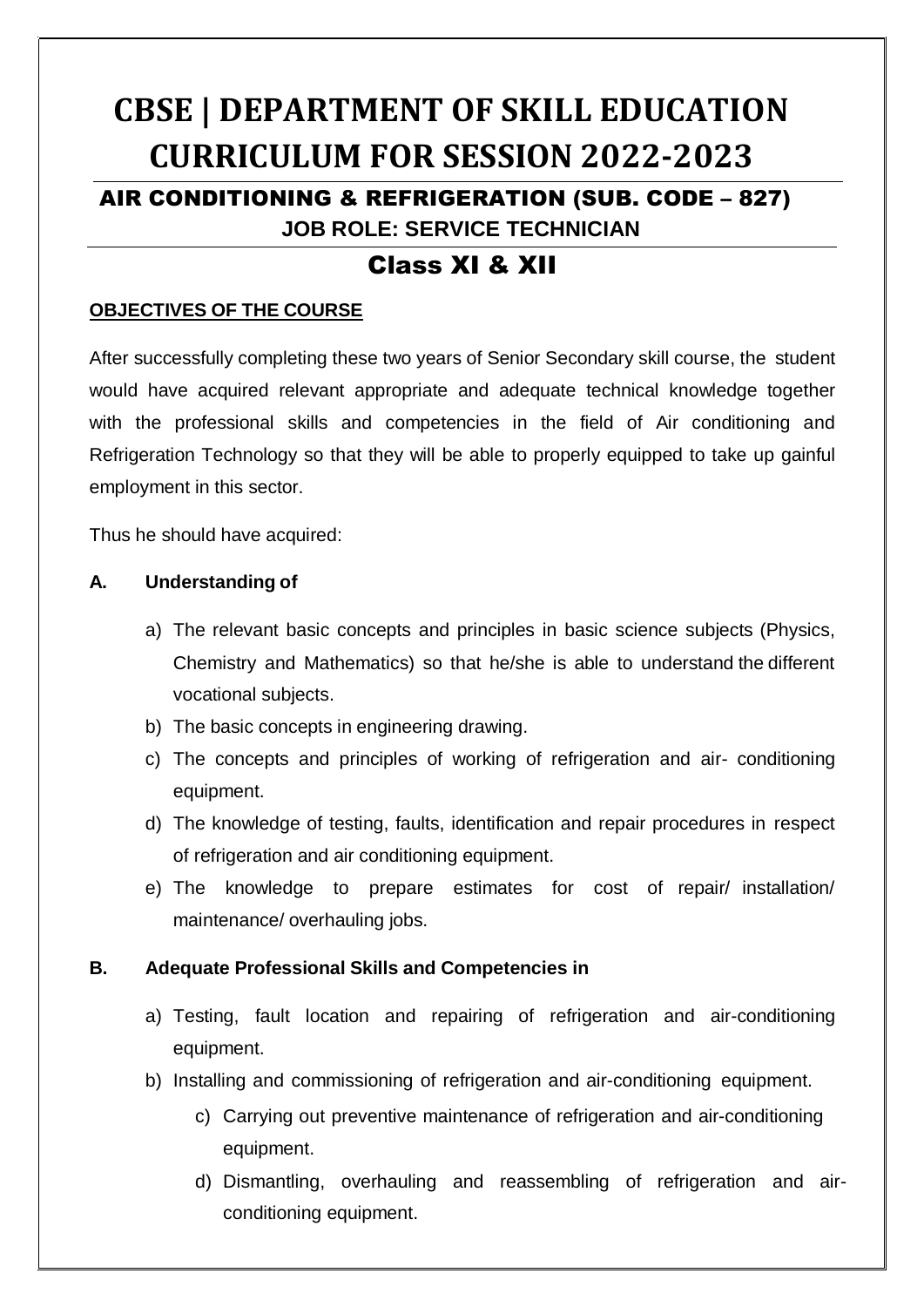# CBSE | DEPARTMENT OF SKILL EDUCATION CURRICULUM FOR SESSION 2022-2023

## AIR CONDITIONING & REFRIGERATION (SUB. CODE – 827)

**JOB ROLE: SERVICE TECHNICIAN**

## Class XI & XII

**OBJECTIVES OF THE COURSE**

After successfully completing these two years of Senior Secondary skill course, the student would have acquired relevant appropriate and adequate technical knowledge together with the professional skills and competencies in the field of Air conditioning and Refrigeration Technology so that they will be able to properly equipped to take up gainful employment in this sector.

Thus he should have acquired:

**A. Understanding of**

a) The relevant basic concepts and principles in basic science subjects (Physics, Chemistry and Mathematics) so that he/she is able to understand the different vocational subjects.

b) The basic concepts in engineering drawing.

c) The concepts and principles of working of refrigeration and air- conditioning equipment.

d) The knowledge of testing, faults, identification and repair procedures in respect of refrigeration and air conditioning equipment.

e) The knowledge to prepare estimates for cost of repair/ installation/ maintenance/ overhauling jobs.

**B. Adequate Professional Skills and Competencies in**

a) Testing, fault location and repairing of refrigeration and air-conditioning equipment.

b) Installing and commissioning of refrigeration and air-conditioning equipment.

c) Carrying out preventive maintenance of refrigeration and air-conditioning equipment.

d) Dismantling, overhauling and reassembling of refrigeration and air-conditioning equipment.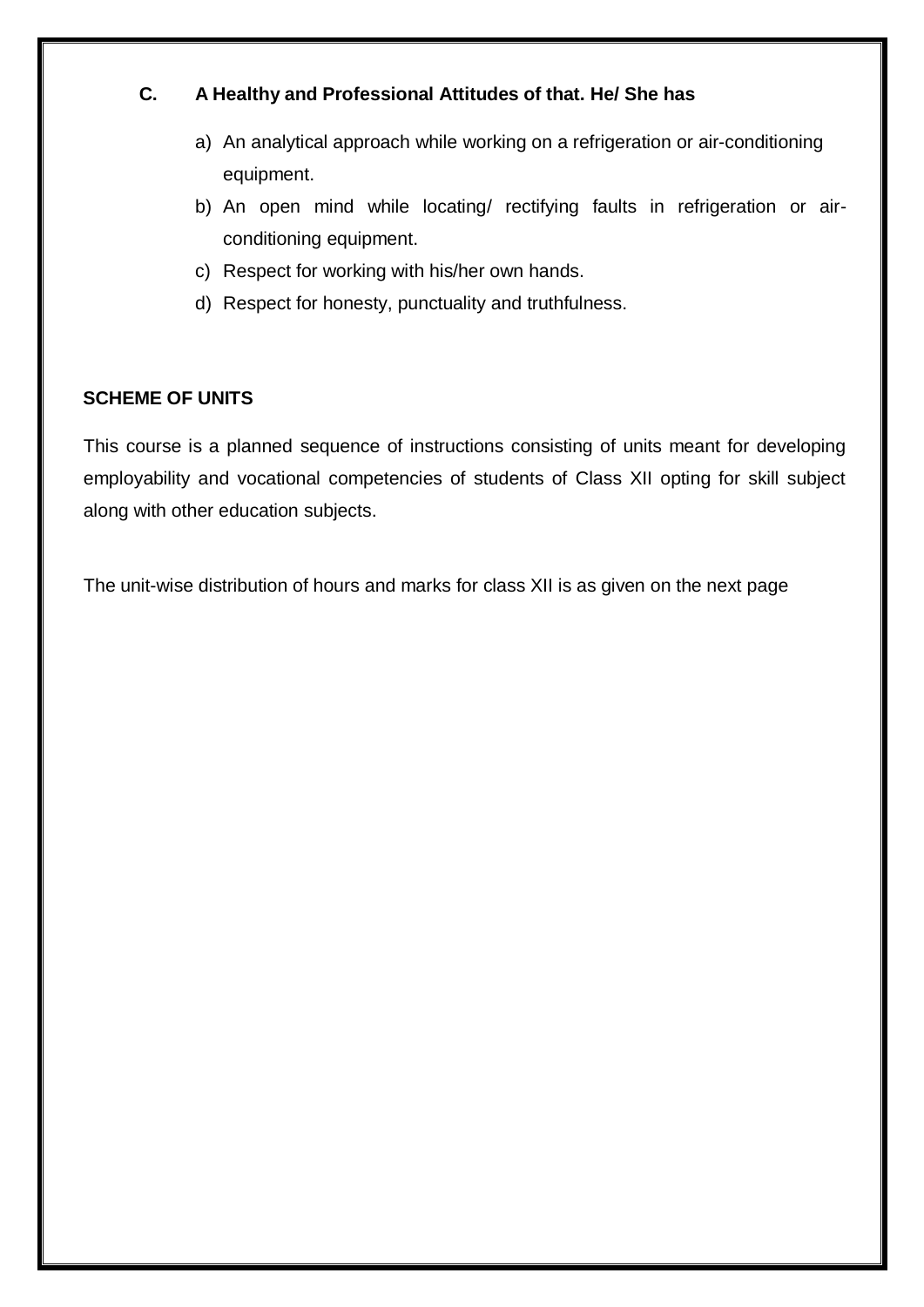**C. A Healthy and Professional Attitudes of that. He/ She has**

a) An analytical approach while working on a refrigeration or air-conditioning equipment.
b) An open mind while locating/ rectifying faults in refrigeration or air-conditioning equipment.
c) Respect for working with his/her own hands.
d) Respect for honesty, punctuality and truthfulness.

## SCHEME OF UNITS

This course is a planned sequence of instructions consisting of units meant for developing employability and vocational competencies of students of Class XII opting for skill subject along with other education subjects.

The unit-wise distribution of hours and marks for class XII is as given on the next page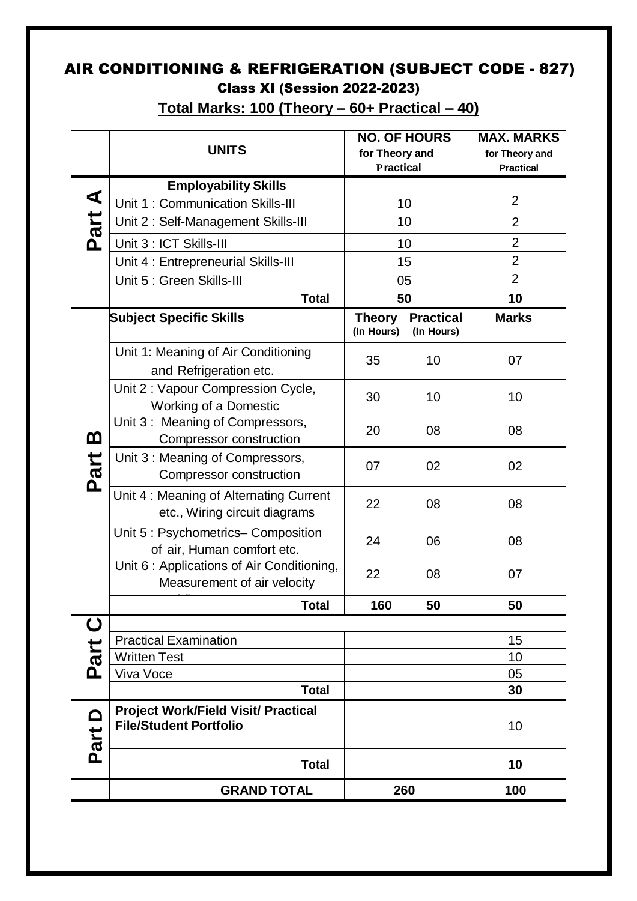# AIR CONDITIONING & REFRIGERATION (SUBJECT CODE - 827)

## Class XI (Session 2022-2023)

**Total Marks: 100 (Theory – 60+ Practical – 40)**

| | UNITS | NO. OF HOURS for Theory and Practical | | MAX. MARKS for Theory and Practical |
|---|---|---|---|---|
| Part A | **Employability Skills** | | | |
| | Unit 1 : Communication Skills-III | 10 | | 2 |
| | Unit 2 : Self-Management Skills-III | 10 | | 2 |
| | Unit 3 : ICT Skills-III | 10 | | 2 |
| | Unit 4 : Entrepreneurial Skills-III | 15 | | 2 |
| | Unit 5 : Green Skills-III | 05 | | 2 |
| | **Total** | **50** | | **10** |
| Part B | **Subject Specific Skills** | **Theory (In Hours)** | **Practical (In Hours)** | **Marks** |
| | Unit 1: Meaning of Air Conditioning and Refrigeration etc. | 35 | 10 | 07 |
| | Unit 2 : Vapour Compression Cycle, Working of a Domestic | 30 | 10 | 10 |
| | Unit 3 : Meaning of Compressors, Compressor construction | 20 | 08 | 08 |
| | Unit 3 : Meaning of Compressors, Compressor construction | 07 | 02 | 02 |
| | Unit 4 : Meaning of Alternating Current etc., Wiring circuit diagrams | 22 | 08 | 08 |
| | Unit 5 : Psychometrics– Composition of air, Human comfort etc. | 24 | 06 | 08 |
| | Unit 6 : Applications of Air Conditioning, Measurement of air velocity | 22 | 08 | 07 |
| | **Total** | **160** | **50** | **50** |
| Part C | Practical Examination | | | 15 |
| | Written Test | | | 10 |
| | Viva Voce | | | 05 |
| | **Total** | | | **30** |
| Part D | **Project Work/Field Visit/ Practical File/Student Portfolio** | | | 10 |
| | **Total** | | | **10** |
| | **GRAND TOTAL** | **260** | | **100** |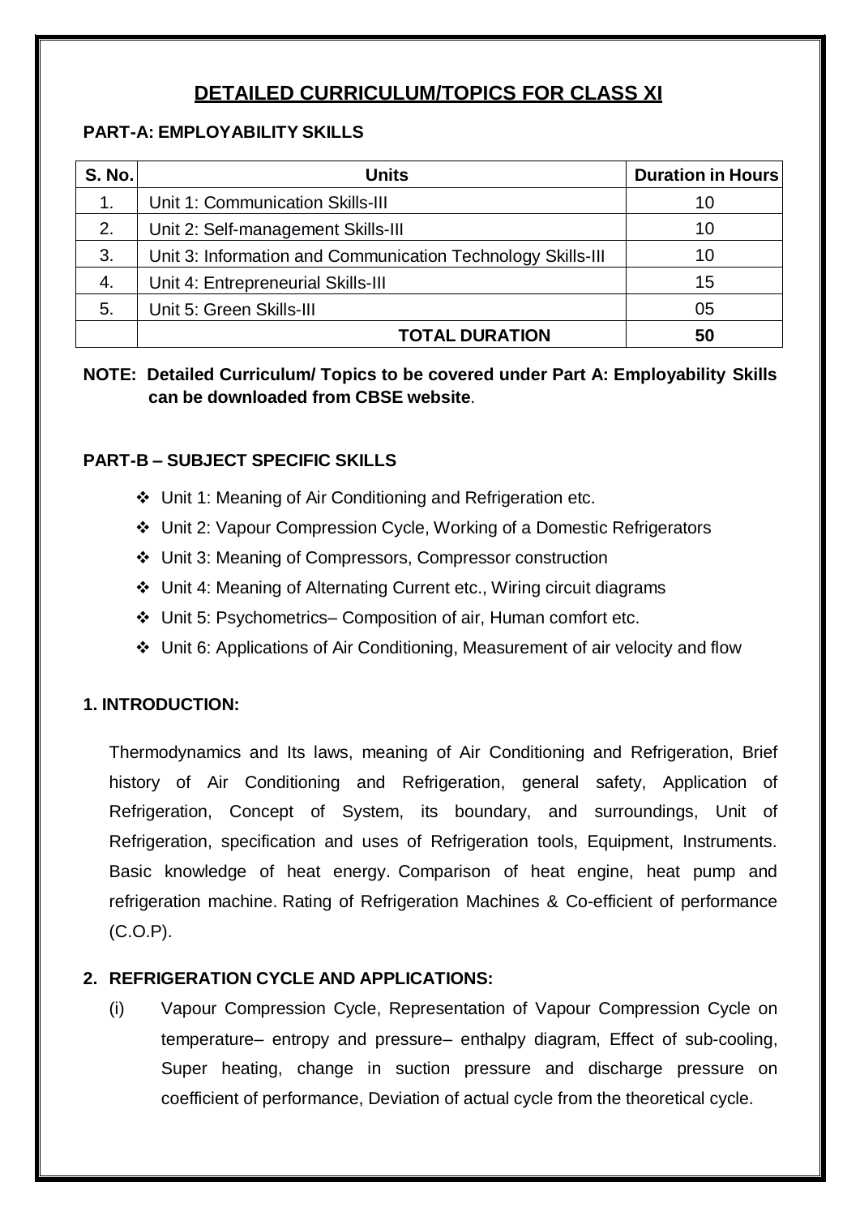# DETAILED CURRICULUM/TOPICS FOR CLASS XI

**PART-A: EMPLOYABILITY SKILLS**

| S. No. | Units | Duration in Hours |
|---|---|---|
| 1. | Unit 1: Communication Skills-III | 10 |
| 2. | Unit 2: Self-management Skills-III | 10 |
| 3. | Unit 3: Information and Communication Technology Skills-III | 10 |
| 4. | Unit 4: Entrepreneurial Skills-III | 15 |
| 5. | Unit 5: Green Skills-III | 05 |
| | **TOTAL DURATION** | **50** |

**NOTE: Detailed Curriculum/ Topics to be covered under Part A: Employability Skills can be downloaded from CBSE website**.

**PART-B – SUBJECT SPECIFIC SKILLS**

- Unit 1: Meaning of Air Conditioning and Refrigeration etc.
- Unit 2: Vapour Compression Cycle, Working of a Domestic Refrigerators
- Unit 3: Meaning of Compressors, Compressor construction
- Unit 4: Meaning of Alternating Current etc., Wiring circuit diagrams
- Unit 5: Psychometrics– Composition of air, Human comfort etc.
- Unit 6: Applications of Air Conditioning, Measurement of air velocity and flow

**1. INTRODUCTION:**

Thermodynamics and Its laws, meaning of Air Conditioning and Refrigeration, Brief history of Air Conditioning and Refrigeration, general safety, Application of Refrigeration, Concept of System, its boundary, and surroundings, Unit of Refrigeration, specification and uses of Refrigeration tools, Equipment, Instruments. Basic knowledge of heat energy. Comparison of heat engine, heat pump and refrigeration machine. Rating of Refrigeration Machines & Co-efficient of performance (C.O.P).

**2. REFRIGERATION CYCLE AND APPLICATIONS:**

(i) Vapour Compression Cycle, Representation of Vapour Compression Cycle on temperature– entropy and pressure– enthalpy diagram, Effect of sub-cooling, Super heating, change in suction pressure and discharge pressure on coefficient of performance, Deviation of actual cycle from the theoretical cycle.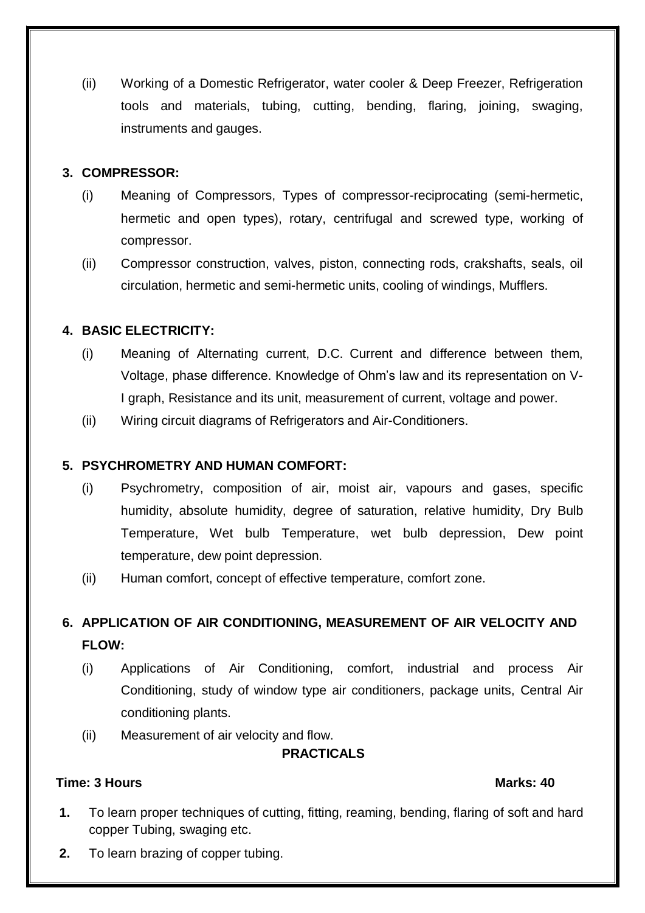(ii) Working of a Domestic Refrigerator, water cooler & Deep Freezer, Refrigeration tools and materials, tubing, cutting, bending, flaring, joining, swaging, instruments and gauges.

**3. COMPRESSOR:**

(i) Meaning of Compressors, Types of compressor-reciprocating (semi-hermetic, hermetic and open types), rotary, centrifugal and screwed type, working of compressor.

(ii) Compressor construction, valves, piston, connecting rods, crakshafts, seals, oil circulation, hermetic and semi-hermetic units, cooling of windings, Mufflers.

**4. BASIC ELECTRICITY:**

(i) Meaning of Alternating current, D.C. Current and difference between them, Voltage, phase difference. Knowledge of Ohm's law and its representation on V-I graph, Resistance and its unit, measurement of current, voltage and power.

(ii) Wiring circuit diagrams of Refrigerators and Air-Conditioners.

**5. PSYCHROMETRY AND HUMAN COMFORT:**

(i) Psychrometry, composition of air, moist air, vapours and gases, specific humidity, absolute humidity, degree of saturation, relative humidity, Dry Bulb Temperature, Wet bulb Temperature, wet bulb depression, Dew point temperature, dew point depression.

(ii) Human comfort, concept of effective temperature, comfort zone.

**6. APPLICATION OF AIR CONDITIONING, MEASUREMENT OF AIR VELOCITY AND FLOW:**

(i) Applications of Air Conditioning, comfort, industrial and process Air Conditioning, study of window type air conditioners, package units, Central Air conditioning plants.

(ii) Measurement of air velocity and flow.

## PRACTICALS

**Time: 3 Hours** **Marks: 40**

1. To learn proper techniques of cutting, fitting, reaming, bending, flaring of soft and hard copper Tubing, swaging etc.
2. To learn brazing of copper tubing.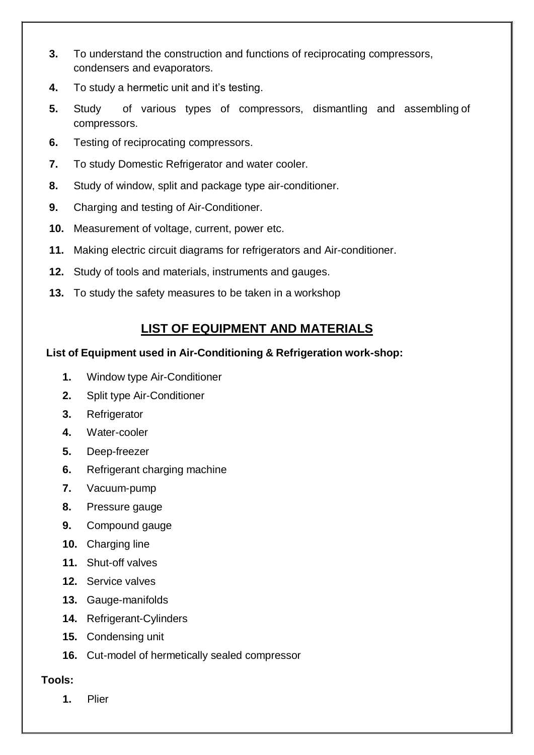3. To understand the construction and functions of reciprocating compressors, condensers and evaporators.
4. To study a hermetic unit and it's testing.
5. Study of various types of compressors, dismantling and assembling of compressors.
6. Testing of reciprocating compressors.
7. To study Domestic Refrigerator and water cooler.
8. Study of window, split and package type air-conditioner.
9. Charging and testing of Air-Conditioner.
10. Measurement of voltage, current, power etc.
11. Making electric circuit diagrams for refrigerators and Air-conditioner.
12. Study of tools and materials, instruments and gauges.
13. To study the safety measures to be taken in a workshop

## LIST OF EQUIPMENT AND MATERIALS

**List of Equipment used in Air-Conditioning & Refrigeration work-shop:**

1. Window type Air-Conditioner
2. Split type Air-Conditioner
3. Refrigerator
4. Water-cooler
5. Deep-freezer
6. Refrigerant charging machine
7. Vacuum-pump
8. Pressure gauge
9. Compound gauge
10. Charging line
11. Shut-off valves
12. Service valves
13. Gauge-manifolds
14. Refrigerant-Cylinders
15. Condensing unit
16. Cut-model of hermetically sealed compressor

**Tools:**

1. Plier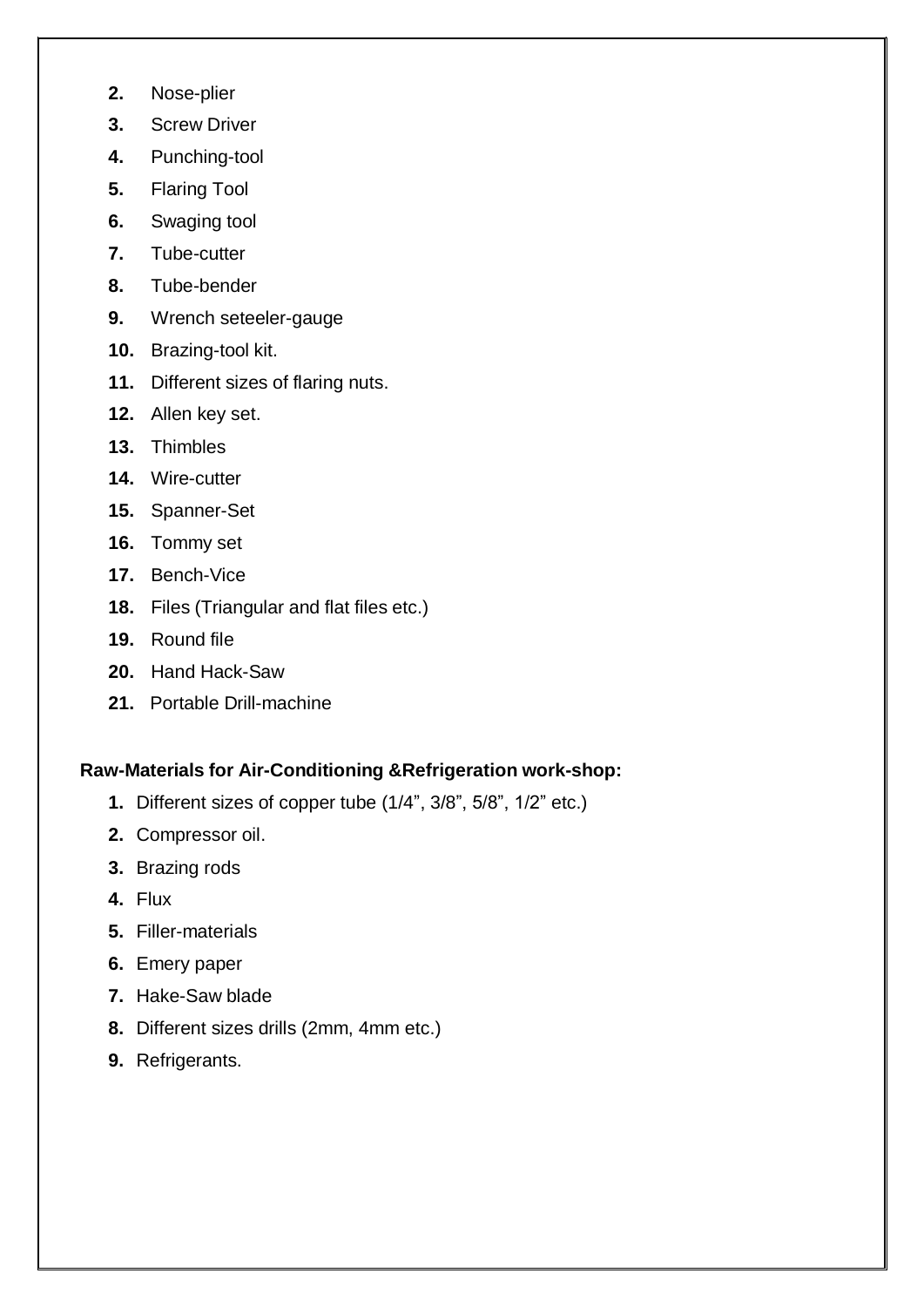2. Nose-plier
3. Screw Driver
4. Punching-tool
5. Flaring Tool
6. Swaging tool
7. Tube-cutter
8. Tube-bender
9. Wrench seteeler-gauge
10. Brazing-tool kit.
11. Different sizes of flaring nuts.
12. Allen key set.
13. Thimbles
14. Wire-cutter
15. Spanner-Set
16. Tommy set
17. Bench-Vice
18. Files (Triangular and flat files etc.)
19. Round file
20. Hand Hack-Saw
21. Portable Drill-machine

**Raw-Materials for Air-Conditioning &Refrigeration work-shop:**

1. Different sizes of copper tube (1/4”, 3/8”, 5/8”, 1/2” etc.)
2. Compressor oil.
3. Brazing rods
4. Flux
5. Filler-materials
6. Emery paper
7. Hake-Saw blade
8. Different sizes drills (2mm, 4mm etc.)
9. Refrigerants.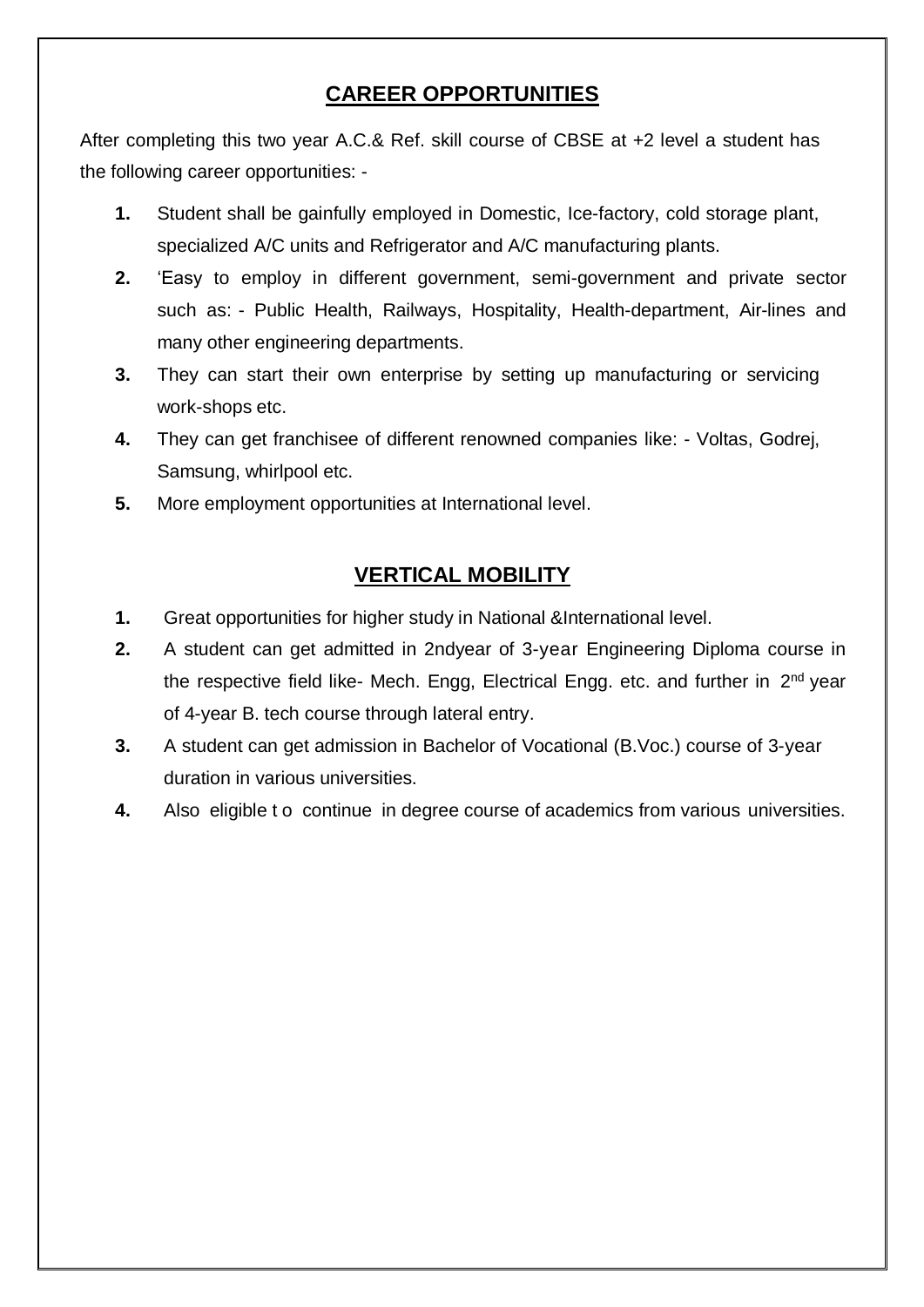## CAREER OPPORTUNITIES

After completing this two year A.C.& Ref. skill course of CBSE at +2 level a student has the following career opportunities: -

1. Student shall be gainfully employed in Domestic, Ice-factory, cold storage plant, specialized A/C units and Refrigerator and A/C manufacturing plants.
2. 'Easy to employ in different government, semi-government and private sector such as: - Public Health, Railways, Hospitality, Health-department, Air-lines and many other engineering departments.
3. They can start their own enterprise by setting up manufacturing or servicing work-shops etc.
4. They can get franchisee of different renowned companies like: - Voltas, Godrej, Samsung, whirlpool etc.
5. More employment opportunities at International level.

## VERTICAL MOBILITY

1. Great opportunities for higher study in National &International level.
2. A student can get admitted in 2ndyear of 3-year Engineering Diploma course in the respective field like- Mech. Engg, Electrical Engg. etc. and further in 2nd year of 4-year B. tech course through lateral entry.
3. A student can get admission in Bachelor of Vocational (B.Voc.) course of 3-year duration in various universities.
4. Also eligible t o continue in degree course of academics from various universities.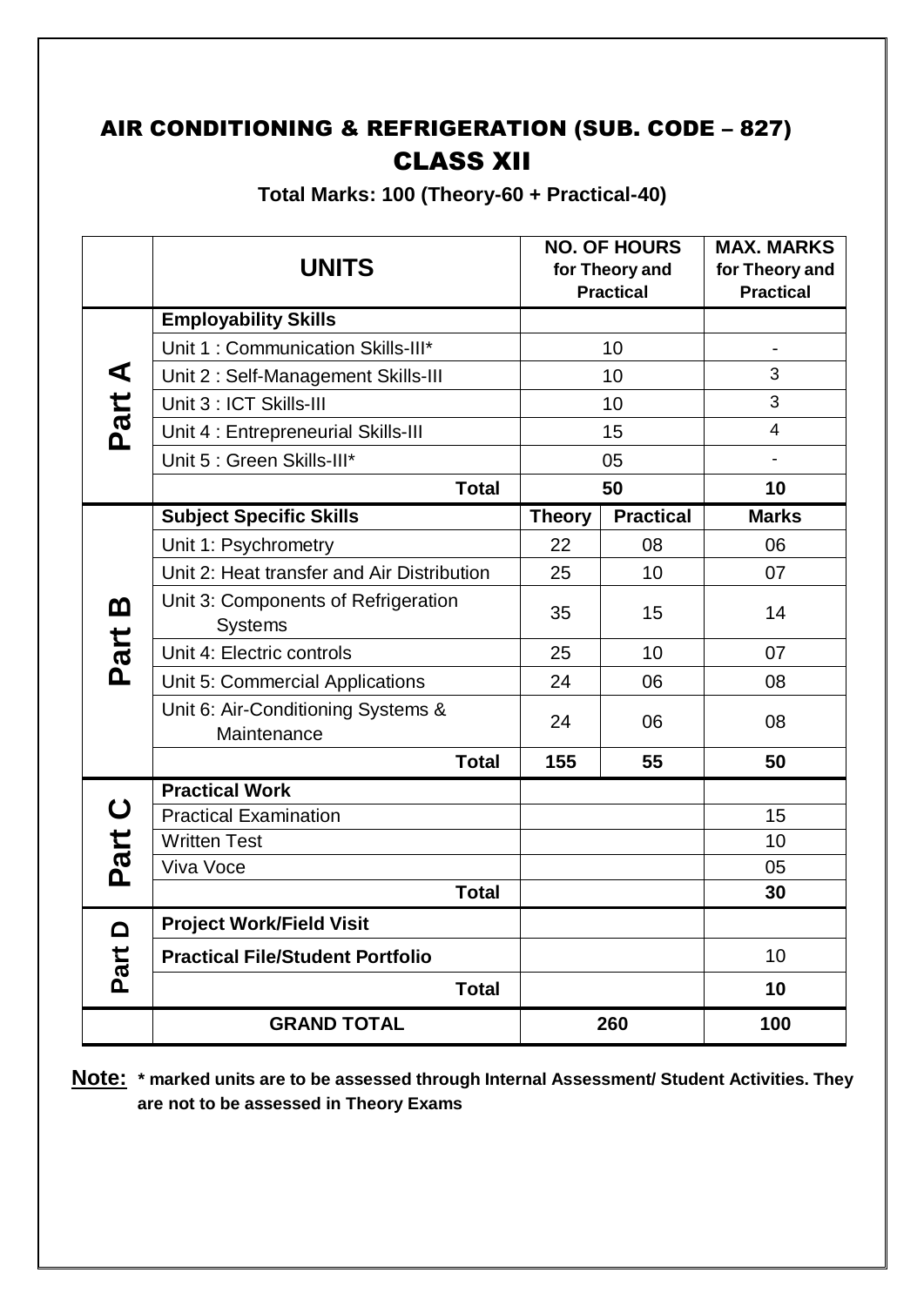# AIR CONDITIONING & REFRIGERATION (SUB. CODE – 827)
## CLASS XII

**Total Marks: 100 (Theory-60 + Practical-40)**

| | UNITS | NO. OF HOURS for Theory and Practical | | MAX. MARKS for Theory and Practical |
|---|---|---|---|---|
| Part A | **Employability Skills** | | | |
| | Unit 1 : Communication Skills-III* | 10 | | - |
| | Unit 2 : Self-Management Skills-III | 10 | | 3 |
| | Unit 3 : ICT Skills-III | 10 | | 3 |
| | Unit 4 : Entrepreneurial Skills-III | 15 | | 4 |
| | Unit 5 : Green Skills-III* | 05 | | - |
| | **Total** | **50** | | **10** |
| Part B | **Subject Specific Skills** | **Theory** | **Practical** | **Marks** |
| | Unit 1: Psychrometry | 22 | 08 | 06 |
| | Unit 2: Heat transfer and Air Distribution | 25 | 10 | 07 |
| | Unit 3: Components of Refrigeration Systems | 35 | 15 | 14 |
| | Unit 4: Electric controls | 25 | 10 | 07 |
| | Unit 5: Commercial Applications | 24 | 06 | 08 |
| | Unit 6: Air-Conditioning Systems & Maintenance | 24 | 06 | 08 |
| | **Total** | **155** | **55** | **50** |
| Part C | **Practical Work** | | | |
| | Practical Examination | | | 15 |
| | Written Test | | | 10 |
| | Viva Voce | | | 05 |
| | **Total** | | | **30** |
| Part D | **Project Work/Field Visit** | | | |
| | **Practical File/Student Portfolio** | | | 10 |
| | **Total** | | | **10** |
| | **GRAND TOTAL** | **260** | | **100** |

**Note:** **\* marked units are to be assessed through Internal Assessment/ Student Activities. They are not to be assessed in Theory Exams**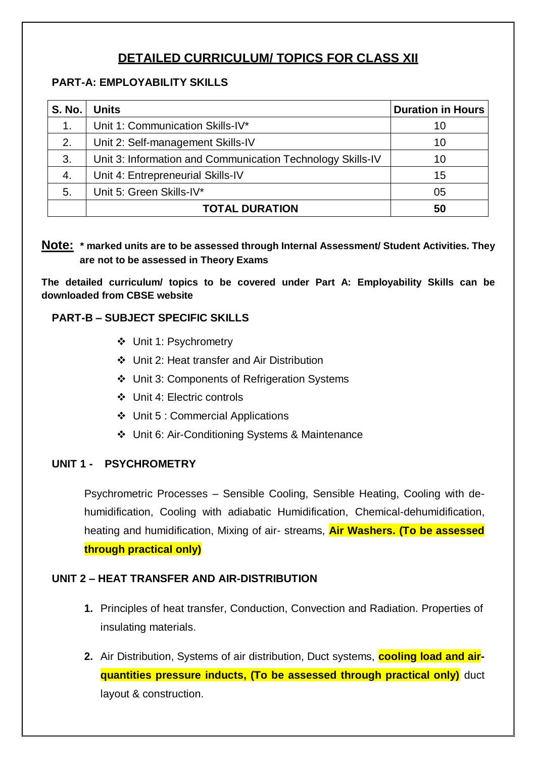# DETAILED CURRICULUM/ TOPICS FOR CLASS XII

## PART-A: EMPLOYABILITY SKILLS

| S. No. | Units | Duration in Hours |
|---|---|---|
| 1. | Unit 1: Communication Skills-IV* | 10 |
| 2. | Unit 2: Self-management Skills-IV | 10 |
| 3. | Unit 3: Information and Communication Technology Skills-IV | 10 |
| 4. | Unit 4: Entrepreneurial Skills-IV | 15 |
| 5. | Unit 5: Green Skills-IV* | 05 |
| | **TOTAL DURATION** | **50** |

**Note:** *** marked units are to be assessed through Internal Assessment/ Student Activities. They are not to be assessed in Theory Exams**

**The detailed curriculum/ topics to be covered under Part A: Employability Skills can be downloaded from CBSE website**

## PART-B – SUBJECT SPECIFIC SKILLS

- Unit 1: Psychrometry
- Unit 2: Heat transfer and Air Distribution
- Unit 3: Components of Refrigeration Systems
- Unit 4: Electric controls
- Unit 5 : Commercial Applications
- Unit 6: Air-Conditioning Systems & Maintenance

### UNIT 1 - PSYCHROMETRY

Psychrometric Processes – Sensible Cooling, Sensible Heating, Cooling with de-humidification, Cooling with adiabatic Humidification, Chemical-dehumidification, heating and humidification, Mixing of air- streams, **Air Washers. (To be assessed through practical only)**

### UNIT 2 – HEAT TRANSFER AND AIR-DISTRIBUTION

1. Principles of heat transfer, Conduction, Convection and Radiation. Properties of insulating materials.
2. Air Distribution, Systems of air distribution, Duct systems, **cooling load and air-quantities pressure inducts, (To be assessed through practical only)** duct layout & construction.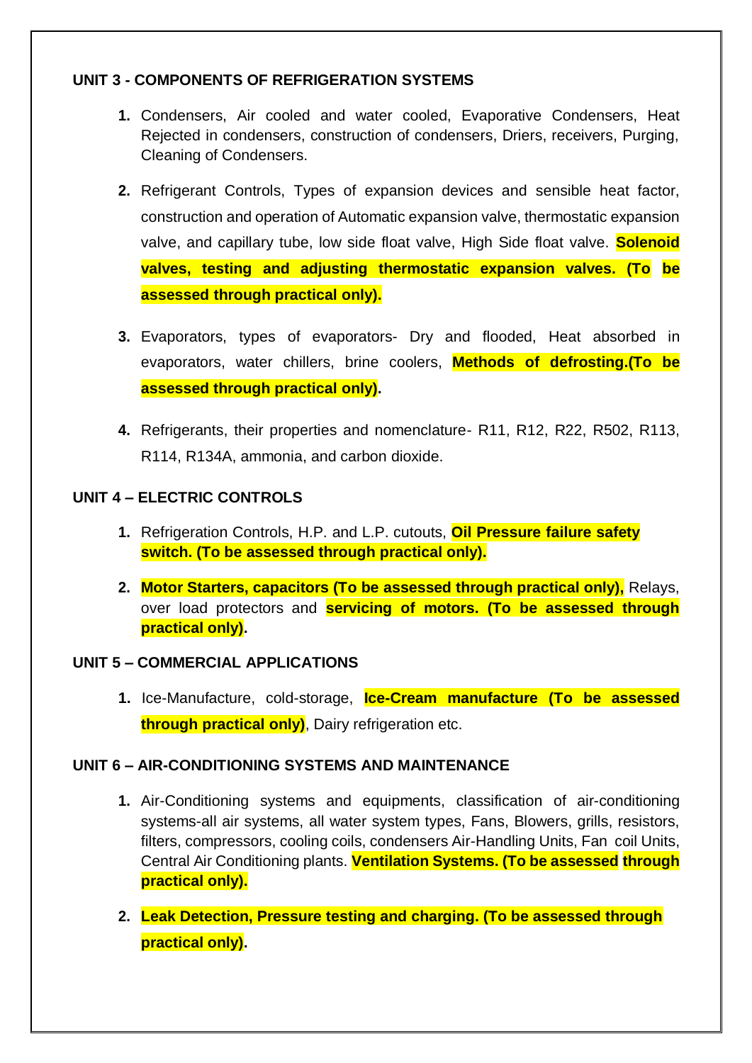**UNIT 3 - COMPONENTS OF REFRIGERATION SYSTEMS**

1. Condensers, Air cooled and water cooled, Evaporative Condensers, Heat Rejected in condensers, construction of condensers, Driers, receivers, Purging, Cleaning of Condensers.

2. Refrigerant Controls, Types of expansion devices and sensible heat factor, construction and operation of Automatic expansion valve, thermostatic expansion valve, and capillary tube, low side float valve, High Side float valve. **Solenoid valves, testing and adjusting thermostatic expansion valves. (To be assessed through practical only).**

3. Evaporators, types of evaporators- Dry and flooded, Heat absorbed in evaporators, water chillers, brine coolers, **Methods of defrosting.(To be assessed through practical only).**

4. Refrigerants, their properties and nomenclature- R11, R12, R22, R502, R113, R114, R134A, ammonia, and carbon dioxide.

**UNIT 4 – ELECTRIC CONTROLS**

1. Refrigeration Controls, H.P. and L.P. cutouts, **Oil Pressure failure safety switch. (To be assessed through practical only).**

2. **Motor Starters, capacitors (To be assessed through practical only),** Relays, over load protectors and **servicing of motors. (To be assessed through practical only).**

**UNIT 5 – COMMERCIAL APPLICATIONS**

1. Ice-Manufacture, cold-storage, **Ice-Cream manufacture (To be assessed through practical only)**, Dairy refrigeration etc.

**UNIT 6 – AIR-CONDITIONING SYSTEMS AND MAINTENANCE**

1. Air-Conditioning systems and equipments, classification of air-conditioning systems-all air systems, all water system types, Fans, Blowers, grills, resistors, filters, compressors, cooling coils, condensers Air-Handling Units, Fan coil Units, Central Air Conditioning plants. **Ventilation Systems. (To be assessed through practical only).**

2. **Leak Detection, Pressure testing and charging. (To be assessed through practical only).**